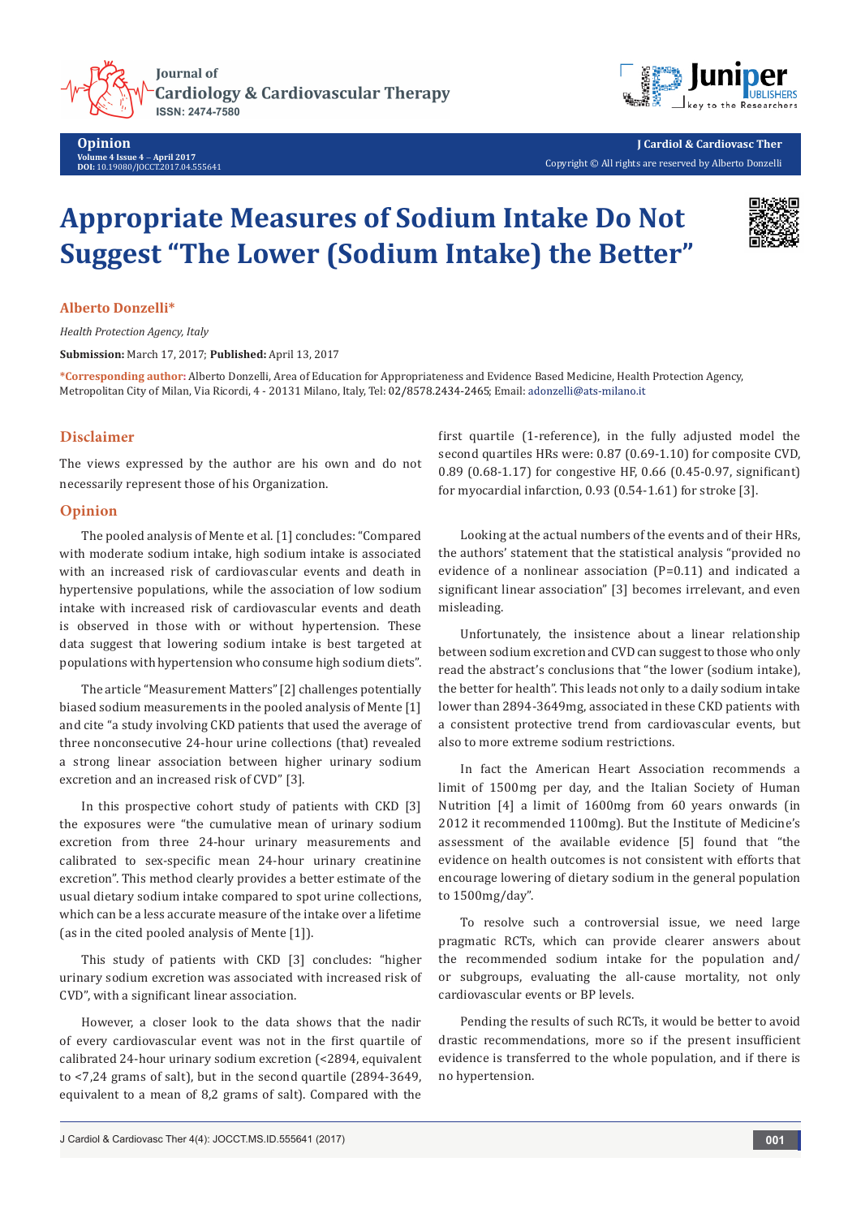# Appropriate Measures of Sodium Intake Do Not Suggest "The Lower (Sodium Intake) the Better"

**Alberto Donzelli***

*Health Protection Agency, Italy*

**Submission:** March 17, 2017; **Published:** April 13, 2017

***Corresponding author:** Alberto Donzelli, Area of Education for Appropriateness and Evidence Based Medicine, Health Protection Agency, Metropolitan City of Milan, Via Ricordi, 4 - 20131 Milano, Italy, Tel: 02/8578.2434-2465; Email: adonzelli@ats-milano.it

## Disclaimer

The views expressed by the author are his own and do not necessarily represent those of his Organization.

## Opinion

The pooled analysis of Mente et al. [1] concludes: "Compared with moderate sodium intake, high sodium intake is associated with an increased risk of cardiovascular events and death in hypertensive populations, while the association of low sodium intake with increased risk of cardiovascular events and death is observed in those with or without hypertension. These data suggest that lowering sodium intake is best targeted at populations with hypertension who consume high sodium diets".

The article "Measurement Matters" [2] challenges potentially biased sodium measurements in the pooled analysis of Mente [1] and cite "a study involving CKD patients that used the average of three nonconsecutive 24-hour urine collections (that) revealed a strong linear association between higher urinary sodium excretion and an increased risk of CVD" [3].

In this prospective cohort study of patients with CKD [3] the exposures were "the cumulative mean of urinary sodium excretion from three 24-hour urinary measurements and calibrated to sex-specific mean 24-hour urinary creatinine excretion". This method clearly provides a better estimate of the usual dietary sodium intake compared to spot urine collections, which can be a less accurate measure of the intake over a lifetime (as in the cited pooled analysis of Mente [1]).

This study of patients with CKD [3] concludes: "higher urinary sodium excretion was associated with increased risk of CVD", with a significant linear association.

However, a closer look to the data shows that the nadir of every cardiovascular event was not in the first quartile of calibrated 24-hour urinary sodium excretion (<2894, equivalent to <7,24 grams of salt), but in the second quartile (2894-3649, equivalent to a mean of 8,2 grams of salt). Compared with the first quartile (1-reference), in the fully adjusted model the second quartiles HRs were: 0.87 (0.69-1.10) for composite CVD, 0.89 (0.68-1.17) for congestive HF, 0.66 (0.45-0.97, significant) for myocardial infarction, 0.93 (0.54-1.61) for stroke [3].

Looking at the actual numbers of the events and of their HRs, the authors' statement that the statistical analysis "provided no evidence of a nonlinear association (P=0.11) and indicated a significant linear association" [3] becomes irrelevant, and even misleading.

Unfortunately, the insistence about a linear relationship between sodium excretion and CVD can suggest to those who only read the abstract's conclusions that "the lower (sodium intake), the better for health". This leads not only to a daily sodium intake lower than 2894-3649mg, associated in these CKD patients with a consistent protective trend from cardiovascular events, but also to more extreme sodium restrictions.

In fact the American Heart Association recommends a limit of 1500mg per day, and the Italian Society of Human Nutrition [4] a limit of 1600mg from 60 years onwards (in 2012 it recommended 1100mg). But the Institute of Medicine's assessment of the available evidence [5] found that "the evidence on health outcomes is not consistent with efforts that encourage lowering of dietary sodium in the general population to 1500mg/day".

To resolve such a controversial issue, we need large pragmatic RCTs, which can provide clearer answers about the recommended sodium intake for the population and/or subgroups, evaluating the all-cause mortality, not only cardiovascular events or BP levels.

Pending the results of such RCTs, it would be better to avoid drastic recommendations, more so if the present insufficient evidence is transferred to the whole population, and if there is no hypertension.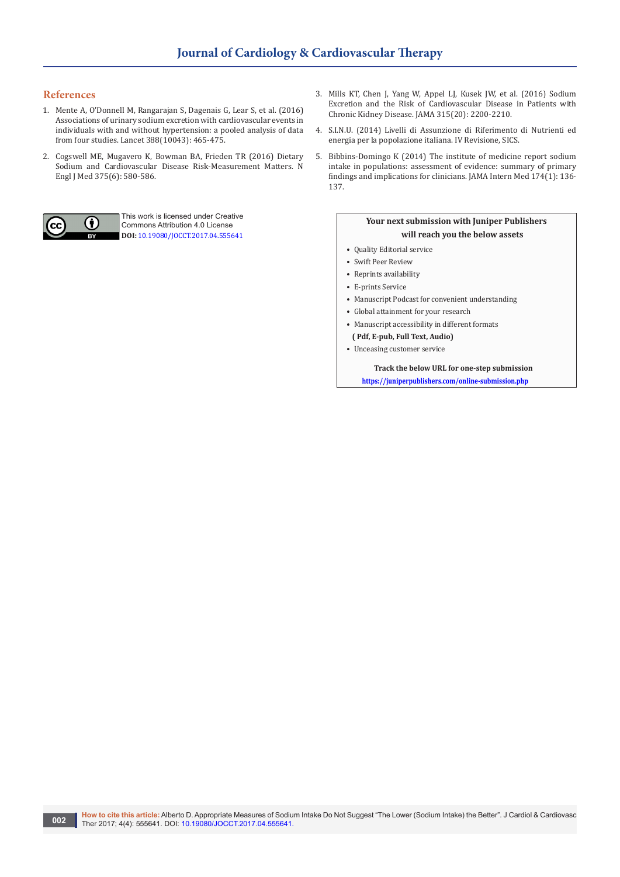## References

1. Mente A, O'Donnell M, Rangarajan S, Dagenais G, Lear S, et al. (2016) Associations of urinary sodium excretion with cardiovascular events in individuals with and without hypertension: a pooled analysis of data from four studies. Lancet 388(10043): 465-475.
2. Cogswell ME, Mugavero K, Bowman BA, Frieden TR (2016) Dietary Sodium and Cardiovascular Disease Risk-Measurement Matters. N Engl J Med 375(6): 580-586.
3. Mills KT, Chen J, Yang W, Appel LJ, Kusek JW, et al. (2016) Sodium Excretion and the Risk of Cardiovascular Disease in Patients with Chronic Kidney Disease. JAMA 315(20): 2200-2210.
4. S.I.N.U. (2014) Livelli di Assunzione di Riferimento di Nutrienti ed energia per la popolazione italiana. IV Revisione, SICS.
5. Bibbins-Domingo K (2014) The institute of medicine report sodium intake in populations: assessment of evidence: summary of primary findings and implications for clinicians. JAMA Intern Med 174(1): 136-137.

This work is licensed under Creative Commons Attribution 4.0 License
**DOI:** 10.19080/JOCCT.2017.04.555641

**Your next submission with Juniper Publishers will reach you the below assets**

- Quality Editorial service
- Swift Peer Review
- Reprints availability
- E-prints Service
- Manuscript Podcast for convenient understanding
- Global attainment for your research
- Manuscript accessibility in different formats
  **( Pdf, E-pub, Full Text, Audio)**
- Unceasing customer service

**Track the below URL for one-step submission**
https://juniperpublishers.com/online-submission.php

**How to cite this article:** Alberto D. Appropriate Measures of Sodium Intake Do Not Suggest "The Lower (Sodium Intake) the Better". J Cardiol & Cardiovasc Ther 2017; 4(4): 555641. DOI: 10.19080/JOCCT.2017.04.555641.